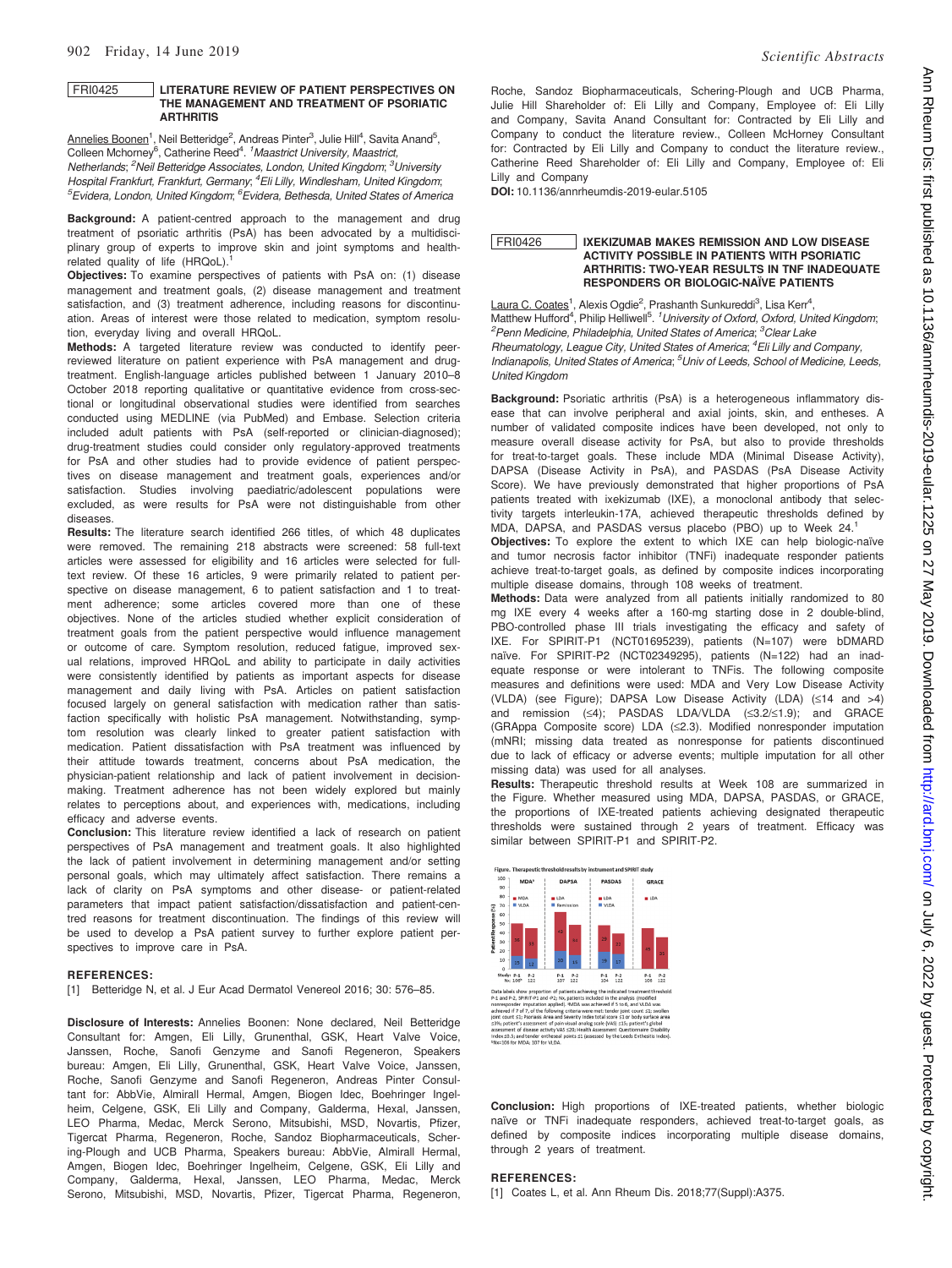## FRI0425 LITERATURE REVIEW OF PATIENT PERSPECTIVES ON THE MANAGEMENT AND TREATMENT OF PSORIATIC ARTHRITIS

Annelies Boonen[1], Neil Betteridge[2], Andreas Pinter[3], Julie Hill[4], Savita Anand[5], Colleen Mchorney[6], Catherine Reed[4]. [1]*Maastrict University, Maastrict, Netherlands*; [2]*Neil Betteridge Associates, London, United Kingdom*; [3]*University Hospital Frankfurt, Frankfurt, Germany*; [4]*Eli Lilly, Windlesham, United Kingdom*; [5]*Evidera, London, United Kingdom*; [6]*Evidera, Bethesda, United States of America*

**Background:** A patient-centred approach to the management and drug treatment of psoriatic arthritis (PsA) has been advocated by a multidisciplinary group of experts to improve skin and joint symptoms and health-related quality of life (HRQoL).[1]

**Objectives:** To examine perspectives of patients with PsA on: (1) disease management and treatment goals, (2) disease management and treatment satisfaction, and (3) treatment adherence, including reasons for discontinuation. Areas of interest were those related to medication, symptom resolution, everyday living and overall HRQoL.

**Methods:** A targeted literature review was conducted to identify peer-reviewed literature on patient experience with PsA management and drug-treatment. English-language articles published between 1 January 2010–8 October 2018 reporting qualitative or quantitative evidence from cross-sectional or longitudinal observational studies were identified from searches conducted using MEDLINE (via PubMed) and Embase. Selection criteria included adult patients with PsA (self-reported or clinician-diagnosed); drug-treatment studies could consider only regulatory-approved treatments for PsA and other studies had to provide evidence of patient perspectives on disease management and treatment goals, experiences and/or satisfaction. Studies involving paediatric/adolescent populations were excluded, as were results for PsA were not distinguishable from other diseases.

**Results:** The literature search identified 266 titles, of which 48 duplicates were removed. The remaining 218 abstracts were screened: 58 full-text articles were assessed for eligibility and 16 articles were selected for full-text review. Of these 16 articles, 9 were primarily related to patient perspective on disease management, 6 to patient satisfaction and 1 to treatment adherence; some articles covered more than one of these objectives. None of the articles studied whether explicit consideration of treatment goals from the patient perspective would influence management or outcome of care. Symptom resolution, reduced fatigue, improved sexual relations, improved HRQoL and ability to participate in daily activities were consistently identified by patients as important aspects for disease management and daily living with PsA. Articles on patient satisfaction focused largely on general satisfaction with medication rather than satisfaction specifically with holistic PsA management. Notwithstanding, symptom resolution was clearly linked to greater patient satisfaction with medication. Patient dissatisfaction with PsA treatment was influenced by their attitude towards treatment, concerns about PsA medication, the physician-patient relationship and lack of patient involvement in decision-making. Treatment adherence has not been widely explored but mainly relates to perceptions about, and experiences with, medications, including efficacy and adverse events.

**Conclusion:** This literature review identified a lack of research on patient perspectives of PsA management and treatment goals. It also highlighted the lack of patient involvement in determining management and/or setting personal goals, which may ultimately affect satisfaction. There remains a lack of clarity on PsA symptoms and other disease- or patient-related parameters that impact patient satisfaction/dissatisfaction and patient-centred reasons for treatment discontinuation. The findings of this review will be used to develop a PsA patient survey to further explore patient perspectives to improve care in PsA.

**REFERENCES:**

[1] Betteridge N, et al. J Eur Acad Dermatol Venereol 2016; 30: 576–85.

**Disclosure of Interests:** Annelies Boonen: None declared, Neil Betteridge Consultant for: Amgen, Eli Lilly, Grunenthal, GSK, Heart Valve Voice, Janssen, Roche, Sanofi Genzyme and Sanofi Regeneron, Speakers bureau: Amgen, Eli Lilly, Grunenthal, GSK, Heart Valve Voice, Janssen, Roche, Sanofi Genzyme and Sanofi Regeneron, Andreas Pinter Consultant for: AbbVie, Almirall Hermal, Amgen, Biogen Idec, Boehringer Ingelheim, Celgene, GSK, Eli Lilly and Company, Galderma, Hexal, Janssen, LEO Pharma, Medac, Merck Serono, Mitsubishi, MSD, Novartis, Pfizer, Tigercat Pharma, Regeneron, Roche, Sandoz Biopharmaceuticals, Schering-Plough and UCB Pharma, Speakers bureau: AbbVie, Almirall Hermal, Amgen, Biogen Idec, Boehringer Ingelheim, Celgene, GSK, Eli Lilly and Company, Galderma, Hexal, Janssen, LEO Pharma, Medac, Merck Serono, Mitsubishi, MSD, Novartis, Pfizer, Tigercat Pharma, Regeneron, Roche, Sandoz Biopharmaceuticals, Schering-Plough and UCB Pharma, Julie Hill Shareholder of: Eli Lilly and Company, Employee of: Eli Lilly and Company, Savita Anand Consultant for: Contracted by Eli Lilly and Company to conduct the literature review., Colleen McHorney Consultant for: Contracted by Eli Lilly and Company to conduct the literature review., Catherine Reed Shareholder of: Eli Lilly and Company, Employee of: Eli Lilly and Company

**DOI:** 10.1136/annrheumdis-2019-eular.5105

## FRI0426 IXEKIZUMAB MAKES REMISSION AND LOW DISEASE ACTIVITY POSSIBLE IN PATIENTS WITH PSORIATIC ARTHRITIS: TWO-YEAR RESULTS IN TNF INADEQUATE RESPONDERS OR BIOLOGIC-NAÏVE PATIENTS

Laura C. Coates[1], Alexis Ogdie[2], Prashanth Sunkureddi[3], Lisa Kerr[4], Matthew Hufford[4], Philip Helliwell[5]. [1]*University of Oxford, Oxford, United Kingdom*; [2]*Penn Medicine, Philadelphia, United States of America*; [3]*Clear Lake Rheumatology, League City, United States of America*; [4]*Eli Lilly and Company, Indianapolis, United States of America*; [5]*Univ of Leeds, School of Medicine, Leeds, United Kingdom*

**Background:** Psoriatic arthritis (PsA) is a heterogeneous inflammatory disease that can involve peripheral and axial joints, skin, and entheses. A number of validated composite indices have been developed, not only to measure overall disease activity for PsA, but also to provide thresholds for treat-to-target goals. These include MDA (Minimal Disease Activity), DAPSA (Disease Activity in PsA), and PASDAS (PsA Disease Activity Score). We have previously demonstrated that higher proportions of PsA patients treated with ixekizumab (IXE), a monoclonal antibody that selectivity targets interleukin-17A, achieved therapeutic thresholds defined by MDA, DAPSA, and PASDAS versus placebo (PBO) up to Week 24.[1]

**Objectives:** To explore the extent to which IXE can help biologic-naïve and tumor necrosis factor inhibitor (TNFi) inadequate responder patients achieve treat-to-target goals, as defined by composite indices incorporating multiple disease domains, through 108 weeks of treatment.

**Methods:** Data were analyzed from all patients initially randomized to 80 mg IXE every 4 weeks after a 160-mg starting dose in 2 double-blind, PBO-controlled phase III trials investigating the efficacy and safety of IXE. For SPIRIT-P1 (NCT01695239), patients (N=107) were bDMARD naïve. For SPIRIT-P2 (NCT02349295), patients (N=122) had an inadequate response or were intolerant to TNFis. The following composite measures and definitions were used: MDA and Very Low Disease Activity (VLDA) (see Figure); DAPSA Low Disease Activity (LDA) (≤14 and >4) and remission (≤4); PASDAS LDA/VLDA (≤3.2/≤1.9); and GRACE (GRAppa Composite score) LDA (≤2.3). Modified nonresponder imputation (mNRI; missing data treated as nonresponse for patients discontinued due to lack of efficacy or adverse events; multiple imputation for all other missing data) was used for all analyses.

**Results:** Therapeutic threshold results at Week 108 are summarized in the Figure. Whether measured using MDA, DAPSA, PASDAS, or GRACE, the proportions of IXE-treated patients achieving designated therapeutic thresholds were sustained through 2 years of treatment. Efficacy was similar between SPIRIT-P1 and SPIRIT-P2.

Figure. Therapeutic threshold results by instrument and SPIRIT study

MDA[a] DAPSA PASDAS GRACE

MDA VLDA | LDA Remission | LDA VLDA | LDA

Patient Response (%)

100 90 80 70 60 50 40 30 20 10 0

36 33 | 43 34 | 25 23 | 45 35

15 12 | 20 15 | 19 17

Study: P-1 P-2 | P-1 P-2 | P-1 P-2 | P-1 P-2

Nx: 106[a] 122 | 107 122 | 104 122 | 108 122

Data labels show proportion of patients achieving the indicated treatment threshold. P-1 and P-2, SPIRIT-P1 and -P2; Nx, patients included in the analysis (modified nonresponder imputation applied). MDA was achieved if 5 to 6, and VLDA was achieved if 7 of 7, of the following criteria were met: tender joint count ≤1; swollen joint count ≤1; Psoriasis Area and Severity Index total score ≤1 or body surface area ≤3%; patient's assessment of pain visual analog scale (VAS) ≤15; patient's global assessment of disease activity VAS ≤20; Health Assessment Questionnaire Disability Index ≤0.5; and tender entheseal points ≤1 (assessed by the Leeds Enthesitis Index). [a]Nx=106 for MDA; 107 for VLDA.

**Conclusion:** High proportions of IXE-treated patients, whether biologic naïve or TNFi inadequate responders, achieved treat-to-target goals, as defined by composite indices incorporating multiple disease domains, through 2 years of treatment.

**REFERENCES:**

[1] Coates L, et al. Ann Rheum Dis. 2018;77(Suppl):A375.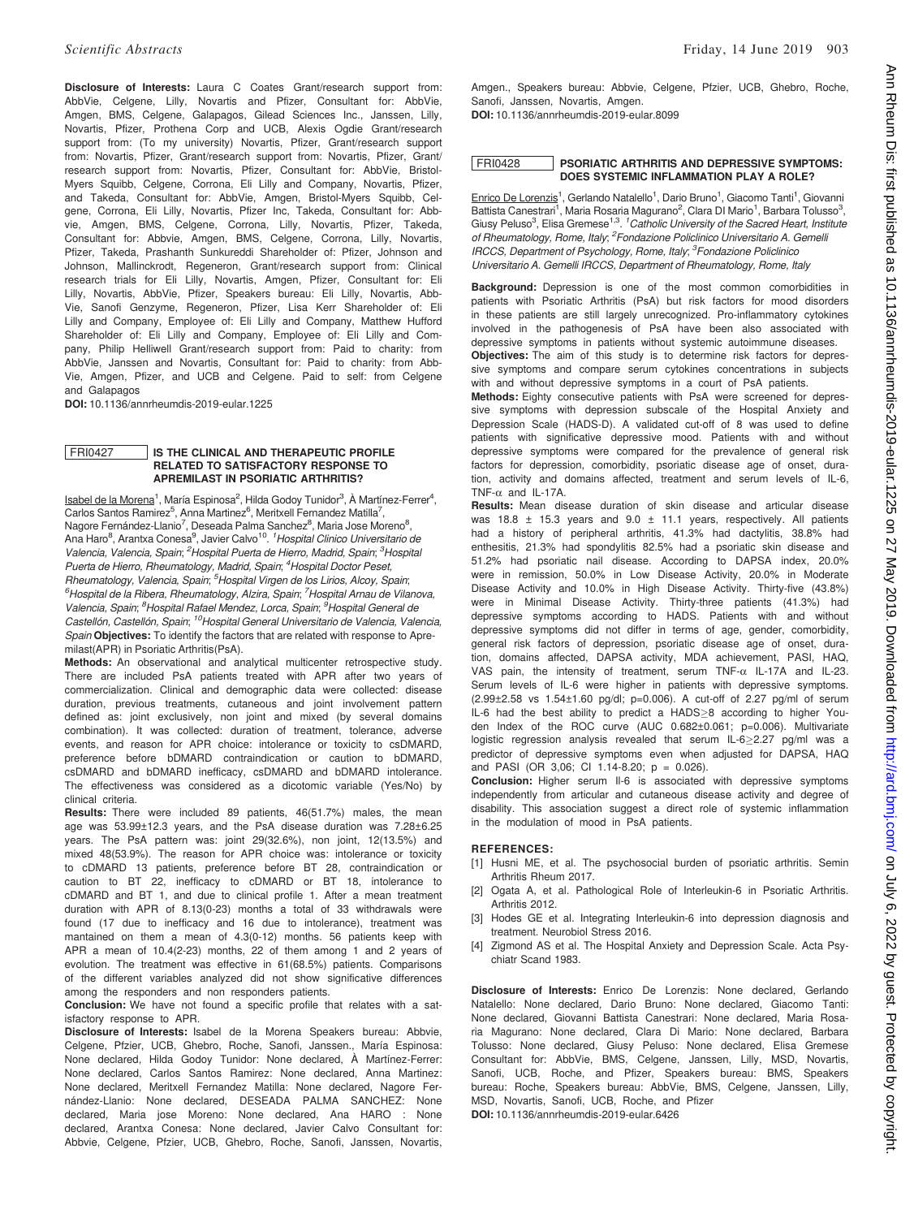**Disclosure of Interests:** Laura C Coates Grant/research support from: AbbVie, Celgene, Lilly, Novartis and Pfizer, Consultant for: AbbVie, Amgen, BMS, Celgene, Galapagos, Gilead Sciences Inc., Janssen, Lilly, Novartis, Pfizer, Prothena Corp and UCB, Alexis Ogdie Grant/research support from: (To my university) Novartis, Pfizer, Grant/research support from: Novartis, Pfizer, Grant/research support from: Novartis, Pfizer, Grant/research support from: Novartis, Pfizer, Consultant for: AbbVie, Bristol-Myers Squibb, Celgene, Corrona, Eli Lilly and Company, Novartis, Pfizer, and Takeda, Consultant for: AbbVie, Amgen, Bristol-Myers Squibb, Celgene, Corrona, Eli Lilly, Novartis, Pfizer Inc, Takeda, Consultant for: Abbvie, Amgen, BMS, Celgene, Corrona, Lilly, Novartis, Pfizer, Takeda, Consultant for: Abbvie, Amgen, BMS, Celgene, Corrona, Lilly, Novartis, Pfizer, Takeda, Prashanth Sunkureddi Shareholder of: Pfizer, Johnson and Johnson, Mallinckrodt, Regeneron, Grant/research support from: Clinical research trials for Eli Lilly, Novartis, Amgen, Pfizer, Consultant for: Eli Lilly, Novartis, AbbVie, Pfizer, Speakers bureau: Eli Lilly, Novartis, AbbVie, Sanofi Genzyme, Regeneron, Pfizer, Lisa Kerr Shareholder of: Eli Lilly and Company, Employee of: Eli Lilly and Company, Matthew Hufford Shareholder of: Eli Lilly and Company, Employee of: Eli Lilly and Company, Philip Helliwell Grant/research support from: Paid to charity: from AbbVie, Janssen and Novartis, Consultant for: Paid to charity: from AbbVie, Amgen, Pfizer, and UCB and Celgene. Paid to self: from Celgene and Galapagos

**DOI:** 10.1136/annrheumdis-2019-eular.1225

## FRI0427 IS THE CLINICAL AND THERAPEUTIC PROFILE RELATED TO SATISFACTORY RESPONSE TO APREMILAST IN PSORIATIC ARTHRITIS?

Isabel de la Morena[1], María Espinosa[2], Hilda Godoy Tunidor[3], À Martínez-Ferrer[4], Carlos Santos Ramirez[5], Anna Martinez[6], Meritxell Fernandez Matilla[7], Nagore Fernández-Llanio[7], Deseada Palma Sanchez[8], Maria Jose Moreno[8], Ana Haro[8], Arantxa Conesa[9], Javier Calvo[10]. [1]*Hospital Clinico Universitario de Valencia, Valencia, Spain*; [2]*Hospital Puerta de Hierro, Madrid, Spain*; [3]*Hospital Puerta de Hierro, Rheumatology, Madrid, Spain*; [4]*Hospital Doctor Peset, Rheumatology, Valencia, Spain*; [5]*Hospital Virgen de los Lirios, Alcoy, Spain*; [6]*Hospital de la Ribera, Rheumatology, Alzira, Spain*; [7]*Hospital Arnau de Vilanova, Valencia, Spain*; [8]*Hospital Rafael Mendez, Lorca, Spain*; [9]*Hospital General de Castellón, Castellón, Spain*; [10]*Hospital General Universitario de Valencia, Valencia, Spain*

**Objectives:** To identify the factors that are related with response to Apremilast(APR) in Psoriatic Arthritis(PsA).

**Methods:** An observational and analytical multicenter retrospective study. There are included PsA patients treated with APR after two years of commercialization. Clinical and demographic data were collected: disease duration, previous treatments, cutaneous and joint involvement pattern defined as: joint exclusively, non joint and mixed (by several domains combination). It was collected: duration of treatment, tolerance, adverse events, and reason for APR choice: intolerance or toxicity to csDMARD, preference before bDMARD contraindication or caution to bDMARD, csDMARD and bDMARD inefficacy, csDMARD and bDMARD intolerance. The effectiveness was considered as a dicotomic variable (Yes/No) by clinical criteria.

**Results:** There were included 89 patients, 46(51.7%) males, the mean age was 53.99±12.3 years, and the PsA disease duration was 7.28±6.25 years. The PsA pattern was: joint 29(32.6%), non joint, 12(13.5%) and mixed 48(53.9%). The reason for APR choice was: intolerance or toxicity to cDMARD 13 patients, preference before BT 28, contraindication or caution to BT 22, inefficacy to cDMARD or BT 18, intolerance to cDMARD and BT 1, and due to clinical profile 1. After a mean treatment duration with APR of 8.13(0-23) months a total of 33 withdrawals were found (17 due to inefficacy and 16 due to intolerance), treatment was mantained on them a mean of 4.3(0-12) months. 56 patients keep with APR a mean of 10.4(2-23) months, 22 of them among 1 and 2 years of evolution. The treatment was effective in 61(68.5%) patients. Comparisons of the different variables analyzed did not show significative differences among the responders and non responders patients.

**Conclusion:** We have not found a specific profile that relates with a satisfactory response to APR.

**Disclosure of Interests:** Isabel de la Morena Speakers bureau: Abbvie, Celgene, Pfizer, UCB, Ghebro, Roche, Sanofi, Janssen., María Espinosa: None declared, Hilda Godoy Tunidor: None declared, À Martínez-Ferrer: None declared, Carlos Santos Ramirez: None declared, Anna Martinez: None declared, Meritxell Fernandez Matilla: None declared, Nagore Fernández-Llanio: None declared, DESEADA PALMA SANCHEZ: None declared, Maria jose Moreno: None declared, Ana HARO : None declared, Arantxa Conesa: None declared, Javier Calvo Consultant for: Abbvie, Celgene, Pfizer, UCB, Ghebro, Roche, Sanofi, Janssen, Novartis, Amgen., Speakers bureau: Abbvie, Celgene, Pfizer, UCB, Ghebro, Roche, Sanofi, Janssen, Novartis, Amgen.

**DOI:** 10.1136/annrheumdis-2019-eular.8099

## FRI0428 PSORIATIC ARTHRITIS AND DEPRESSIVE SYMPTOMS: DOES SYSTEMIC INFLAMMATION PLAY A ROLE?

Enrico De Lorenzis[1], Gerlando Natalello[1], Dario Bruno[1], Giacomo Tanti[1], Giovanni Battista Canestrari[1], Maria Rosaria Magurano[2], Clara DI Mario[1], Barbara Tolusso[3], Giusy Peluso[3], Elisa Gremese[1,3]. [1]*Catholic University of the Sacred Heart, Institute of Rheumatology, Rome, Italy*; [2]*Fondazione Policlinico Universitario A. Gemelli IRCCS, Department of Psychology, Rome, Italy*; [3]*Fondazione Policlinico Universitario A. Gemelli IRCCS, Department of Rheumatology, Rome, Italy*

**Background:** Depression is one of the most common comorbidities in patients with Psoriatic Arthritis (PsA) but risk factors for mood disorders in these patients are still largely unrecognized. Pro-inflammatory cytokines involved in the pathogenesis of PsA have been also associated with depressive symptoms in patients without systemic autoimmune diseases.

**Objectives:** The aim of this study is to determine risk factors for depressive symptoms and compare serum cytokines concentrations in subjects with and without depressive symptoms in a court of PsA patients.

**Methods:** Eighty consecutive patients with PsA were screened for depressive symptoms with depression subscale of the Hospital Anxiety and Depression Scale (HADS-D). A validated cut-off of 8 was used to define patients with significative depressive mood. Patients with and without depressive symptoms were compared for the prevalence of general risk factors for depression, comorbidity, psoriatic disease age of onset, duration, activity and domains affected, treatment and serum levels of IL-6, TNF-$\alpha$ and IL-17A.

**Results:** Mean disease duration of skin disease and articular disease was 18.8 ± 15.3 years and 9.0 ± 11.1 years, respectively. All patients had a history of peripheral arthritis, 41.3% had dactylitis, 38.8% had enthesitis, 21.3% had spondylitis 82.5% had a psoriatic skin disease and 51.2% had psoriatic nail disease. According to DAPSA index, 20.0% were in remission, 50.0% in Low Disease Activity, 20.0% in Moderate Disease Activity and 10.0% in High Disease Activity. Thirty-five (43.8%) were in Minimal Disease Activity. Thirty-three patients (41.3%) had depressive symptoms according to HADS. Patients with and without depressive symptoms did not differ in terms of age, gender, comorbidity, general risk factors of depression, psoriatic disease age of onset, duration, domains affected, DAPSA activity, MDA achievement, PASI, HAQ, VAS pain, the intensity of treatment, serum TNF-$\alpha$ IL-17A and IL-23. Serum levels of IL-6 were higher in patients with depressive symptoms. (2.99±2.58 vs 1.54±1.60 pg/dl; p=0.006). A cut-off of 2.27 pg/ml of serum IL-6 had the best ability to predict a HADS≥8 according to higher Youden Index of the ROC curve (AUC 0.682±0.061; p=0.006). Multivariate logistic regression analysis revealed that serum IL-6≥2.27 pg/ml was a predictor of depressive symptoms even when adjusted for DAPSA, HAQ and PASI (OR 3,06; CI 1.14-8.20; p = 0.026).

**Conclusion:** Higher serum Il-6 is associated with depressive symptoms independently from articular and cutaneous disease activity and degree of disability. This association suggest a direct role of systemic inflammation in the modulation of mood in PsA patients.

### REFERENCES:

[1] Husni ME, et al. The psychosocial burden of psoriatic arthritis. Semin Arthritis Rheum 2017.

[2] Ogata A, et al. Pathological Role of Interleukin-6 in Psoriatic Arthritis. Arthritis 2012.

[3] Hodes GE et al. Integrating Interleukin-6 into depression diagnosis and treatment. Neurobiol Stress 2016.

[4] Zigmond AS et al. The Hospital Anxiety and Depression Scale. Acta Psychiatr Scand 1983.

**Disclosure of Interests:** Enrico De Lorenzis: None declared, Gerlando Natalello: None declared, Dario Bruno: None declared, Giacomo Tanti: None declared, Giovanni Battista Canestrari: None declared, Maria Rosaria Magurano: None declared, Clara Di Mario: None declared, Barbara Tolusso: None declared, Giusy Peluso: None declared, Elisa Gremese Consultant for: AbbVie, BMS, Celgene, Janssen, Lilly, MSD, Novartis, Sanofi, UCB, Roche, and Pfizer, Speakers bureau: BMS, Speakers bureau: Roche, Speakers bureau: AbbVie, BMS, Celgene, Janssen, Lilly, MSD, Novartis, Sanofi, UCB, Roche, and Pfizer

**DOI:** 10.1136/annrheumdis-2019-eular.6426